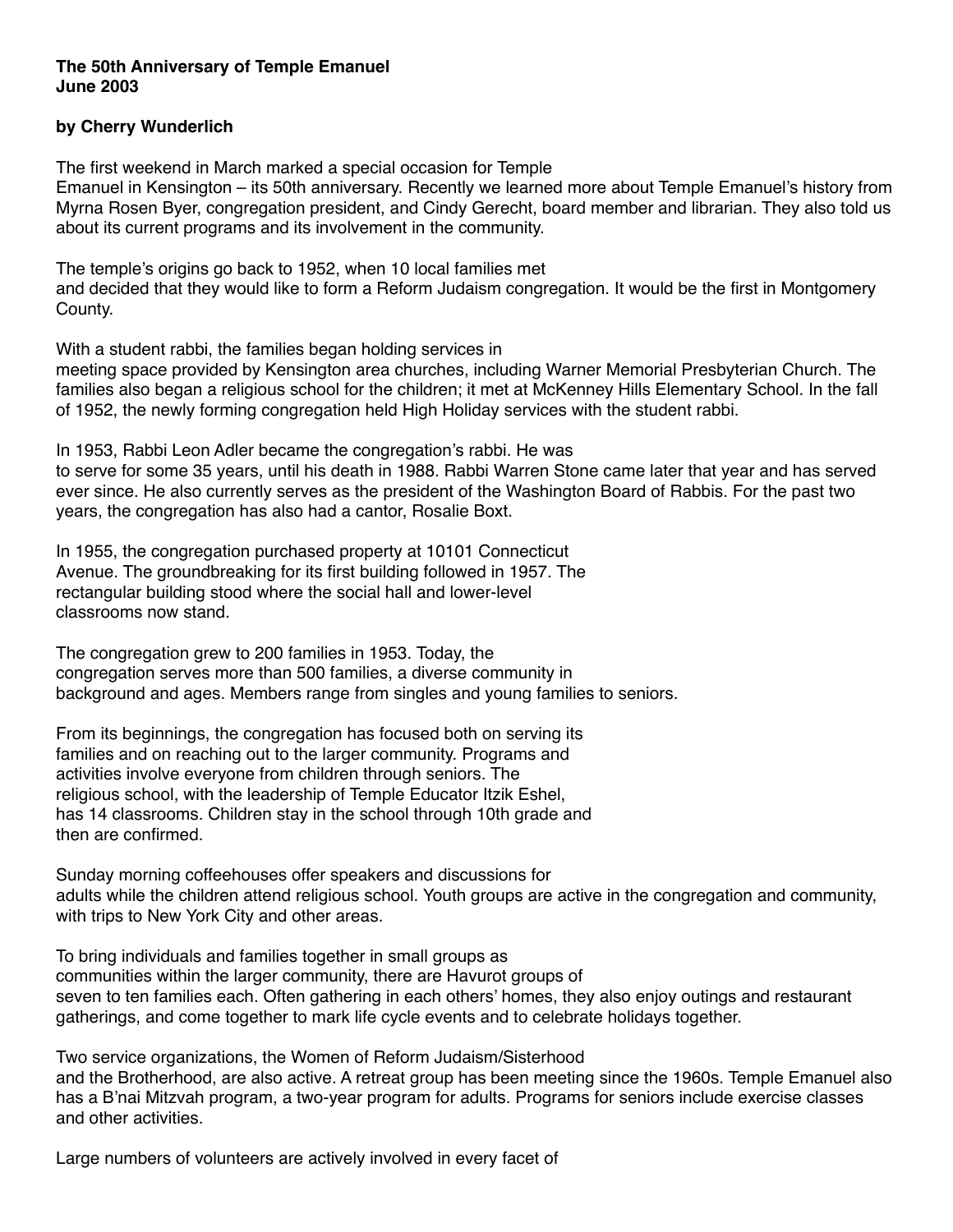**The 50th Anniversary of Temple Emanuel**
**June 2003**

**by Cherry Wunderlich**

The first weekend in March marked a special occasion for Temple Emanuel in Kensington – its 50th anniversary. Recently we learned more about Temple Emanuel's history from Myrna Rosen Byer, congregation president, and Cindy Gerecht, board member and librarian. They also told us about its current programs and its involvement in the community.

The temple's origins go back to 1952, when 10 local families met and decided that they would like to form a Reform Judaism congregation. It would be the first in Montgomery County.

With a student rabbi, the families began holding services in meeting space provided by Kensington area churches, including Warner Memorial Presbyterian Church. The families also began a religious school for the children; it met at McKenney Hills Elementary School. In the fall of 1952, the newly forming congregation held High Holiday services with the student rabbi.

In 1953, Rabbi Leon Adler became the congregation's rabbi. He was to serve for some 35 years, until his death in 1988. Rabbi Warren Stone came later that year and has served ever since. He also currently serves as the president of the Washington Board of Rabbis. For the past two years, the congregation has also had a cantor, Rosalie Boxt.

In 1955, the congregation purchased property at 10101 Connecticut Avenue. The groundbreaking for its first building followed in 1957. The rectangular building stood where the social hall and lower-level classrooms now stand.

The congregation grew to 200 families in 1953. Today, the congregation serves more than 500 families, a diverse community in background and ages. Members range from singles and young families to seniors.

From its beginnings, the congregation has focused both on serving its families and on reaching out to the larger community. Programs and activities involve everyone from children through seniors. The religious school, with the leadership of Temple Educator Itzik Eshel, has 14 classrooms. Children stay in the school through 10th grade and then are confirmed.

Sunday morning coffeehouses offer speakers and discussions for adults while the children attend religious school. Youth groups are active in the congregation and community, with trips to New York City and other areas.

To bring individuals and families together in small groups as communities within the larger community, there are Havurot groups of seven to ten families each. Often gathering in each others' homes, they also enjoy outings and restaurant gatherings, and come together to mark life cycle events and to celebrate holidays together.

Two service organizations, the Women of Reform Judaism/Sisterhood and the Brotherhood, are also active. A retreat group has been meeting since the 1960s. Temple Emanuel also has a B'nai Mitzvah program, a two-year program for adults. Programs for seniors include exercise classes and other activities.

Large numbers of volunteers are actively involved in every facet of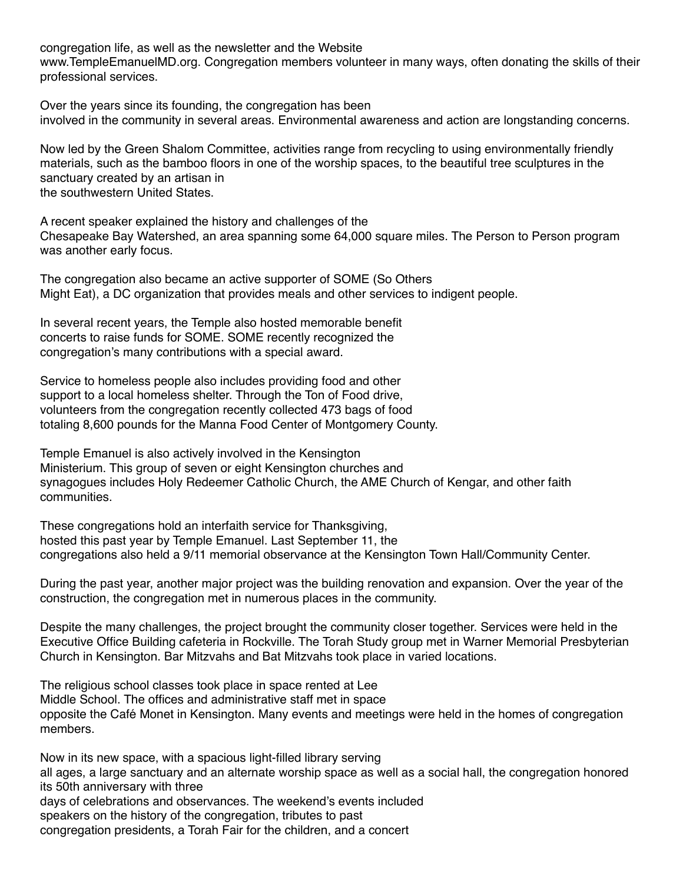congregation life, as well as the newsletter and the Website www.TempleEmanuelMD.org. Congregation members volunteer in many ways, often donating the skills of their professional services.

Over the years since its founding, the congregation has been involved in the community in several areas. Environmental awareness and action are longstanding concerns.

Now led by the Green Shalom Committee, activities range from recycling to using environmentally friendly materials, such as the bamboo floors in one of the worship spaces, to the beautiful tree sculptures in the sanctuary created by an artisan in the southwestern United States.

A recent speaker explained the history and challenges of the Chesapeake Bay Watershed, an area spanning some 64,000 square miles. The Person to Person program was another early focus.

The congregation also became an active supporter of SOME (So Others Might Eat), a DC organization that provides meals and other services to indigent people.

In several recent years, the Temple also hosted memorable benefit concerts to raise funds for SOME. SOME recently recognized the congregation's many contributions with a special award.

Service to homeless people also includes providing food and other support to a local homeless shelter. Through the Ton of Food drive, volunteers from the congregation recently collected 473 bags of food totaling 8,600 pounds for the Manna Food Center of Montgomery County.

Temple Emanuel is also actively involved in the Kensington Ministerium. This group of seven or eight Kensington churches and synagogues includes Holy Redeemer Catholic Church, the AME Church of Kengar, and other faith communities.

These congregations hold an interfaith service for Thanksgiving, hosted this past year by Temple Emanuel. Last September 11, the congregations also held a 9/11 memorial observance at the Kensington Town Hall/Community Center.

During the past year, another major project was the building renovation and expansion. Over the year of the construction, the congregation met in numerous places in the community.

Despite the many challenges, the project brought the community closer together. Services were held in the Executive Office Building cafeteria in Rockville. The Torah Study group met in Warner Memorial Presbyterian Church in Kensington. Bar Mitzvahs and Bat Mitzvahs took place in varied locations.

The religious school classes took place in space rented at Lee Middle School. The offices and administrative staff met in space opposite the Café Monet in Kensington. Many events and meetings were held in the homes of congregation members.

Now in its new space, with a spacious light-filled library serving all ages, a large sanctuary and an alternate worship space as well as a social hall, the congregation honored its 50th anniversary with three days of celebrations and observances. The weekend's events included speakers on the history of the congregation, tributes to past congregation presidents, a Torah Fair for the children, and a concert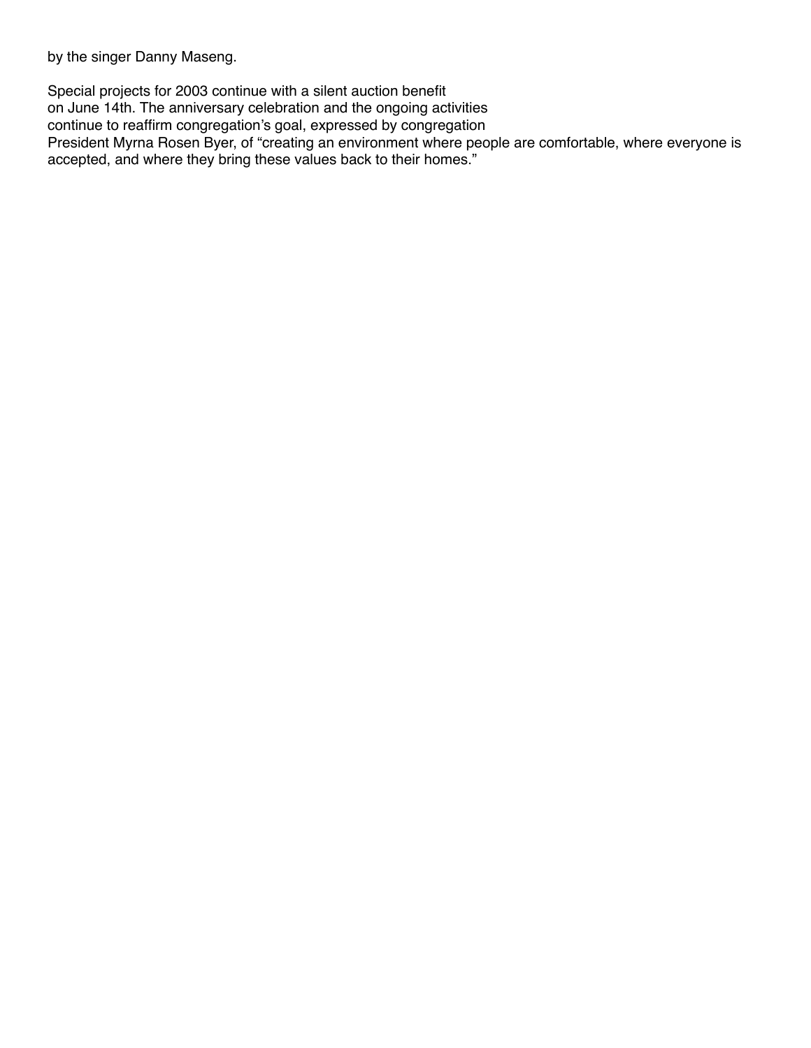by the singer Danny Maseng.

Special projects for 2003 continue with a silent auction benefit on June 14th. The anniversary celebration and the ongoing activities continue to reaffirm congregation's goal, expressed by congregation President Myrna Rosen Byer, of "creating an environment where people are comfortable, where everyone is accepted, and where they bring these values back to their homes."